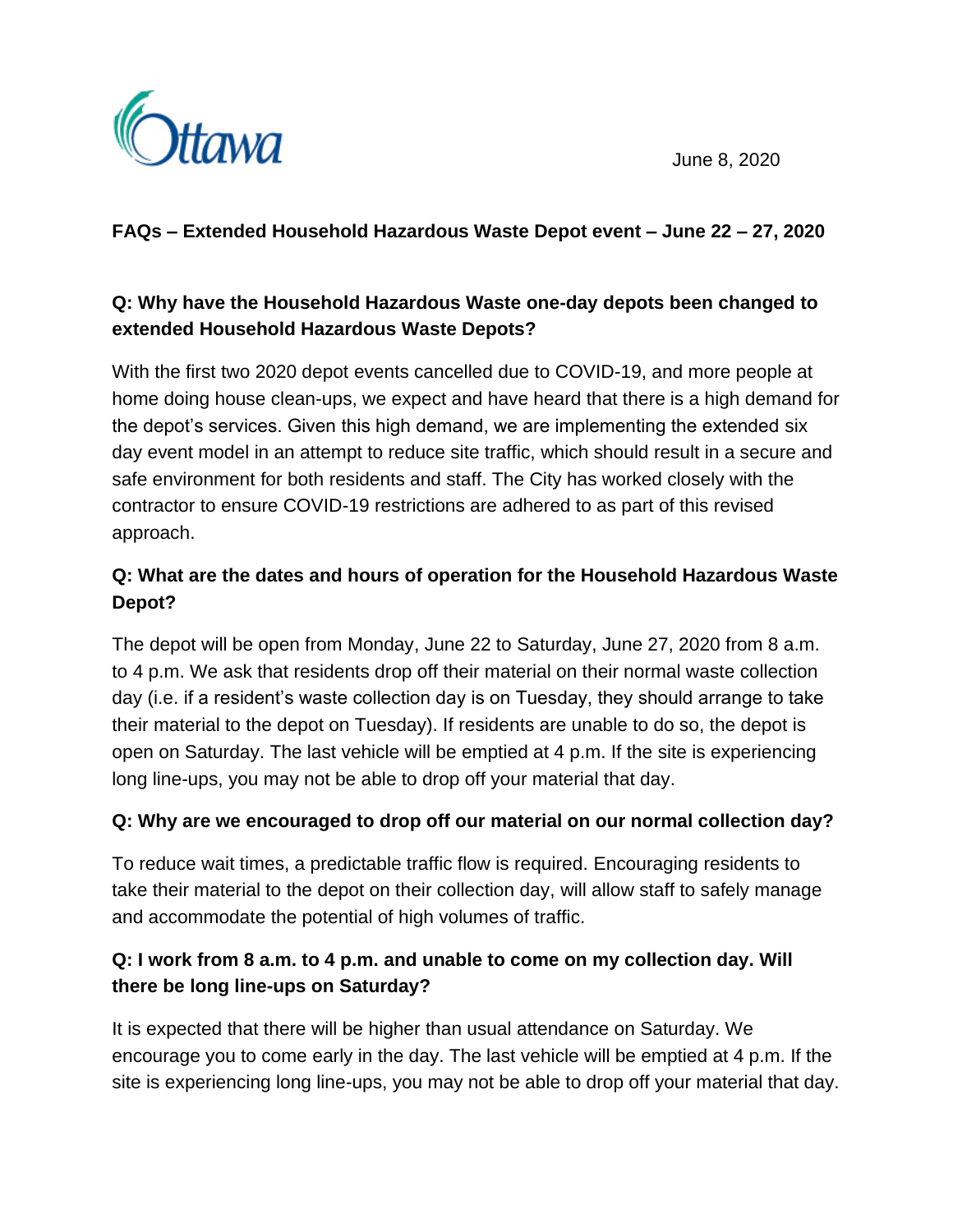Ottawa

June 8, 2020

## FAQs – Extended Household Hazardous Waste Depot event – June 22 – 27, 2020

### Q: Why have the Household Hazardous Waste one-day depots been changed to extended Household Hazardous Waste Depots?

With the first two 2020 depot events cancelled due to COVID-19, and more people at home doing house clean-ups, we expect and have heard that there is a high demand for the depot's services. Given this high demand, we are implementing the extended six day event model in an attempt to reduce site traffic, which should result in a secure and safe environment for both residents and staff. The City has worked closely with the contractor to ensure COVID-19 restrictions are adhered to as part of this revised approach.

### Q: What are the dates and hours of operation for the Household Hazardous Waste Depot?

The depot will be open from Monday, June 22 to Saturday, June 27, 2020 from 8 a.m. to 4 p.m. We ask that residents drop off their material on their normal waste collection day (i.e. if a resident's waste collection day is on Tuesday, they should arrange to take their material to the depot on Tuesday). If residents are unable to do so, the depot is open on Saturday. The last vehicle will be emptied at 4 p.m. If the site is experiencing long line-ups, you may not be able to drop off your material that day.

### Q: Why are we encouraged to drop off our material on our normal collection day?

To reduce wait times, a predictable traffic flow is required. Encouraging residents to take their material to the depot on their collection day, will allow staff to safely manage and accommodate the potential of high volumes of traffic.

### Q: I work from 8 a.m. to 4 p.m. and unable to come on my collection day. Will there be long line-ups on Saturday?

It is expected that there will be higher than usual attendance on Saturday. We encourage you to come early in the day. The last vehicle will be emptied at 4 p.m. If the site is experiencing long line-ups, you may not be able to drop off your material that day.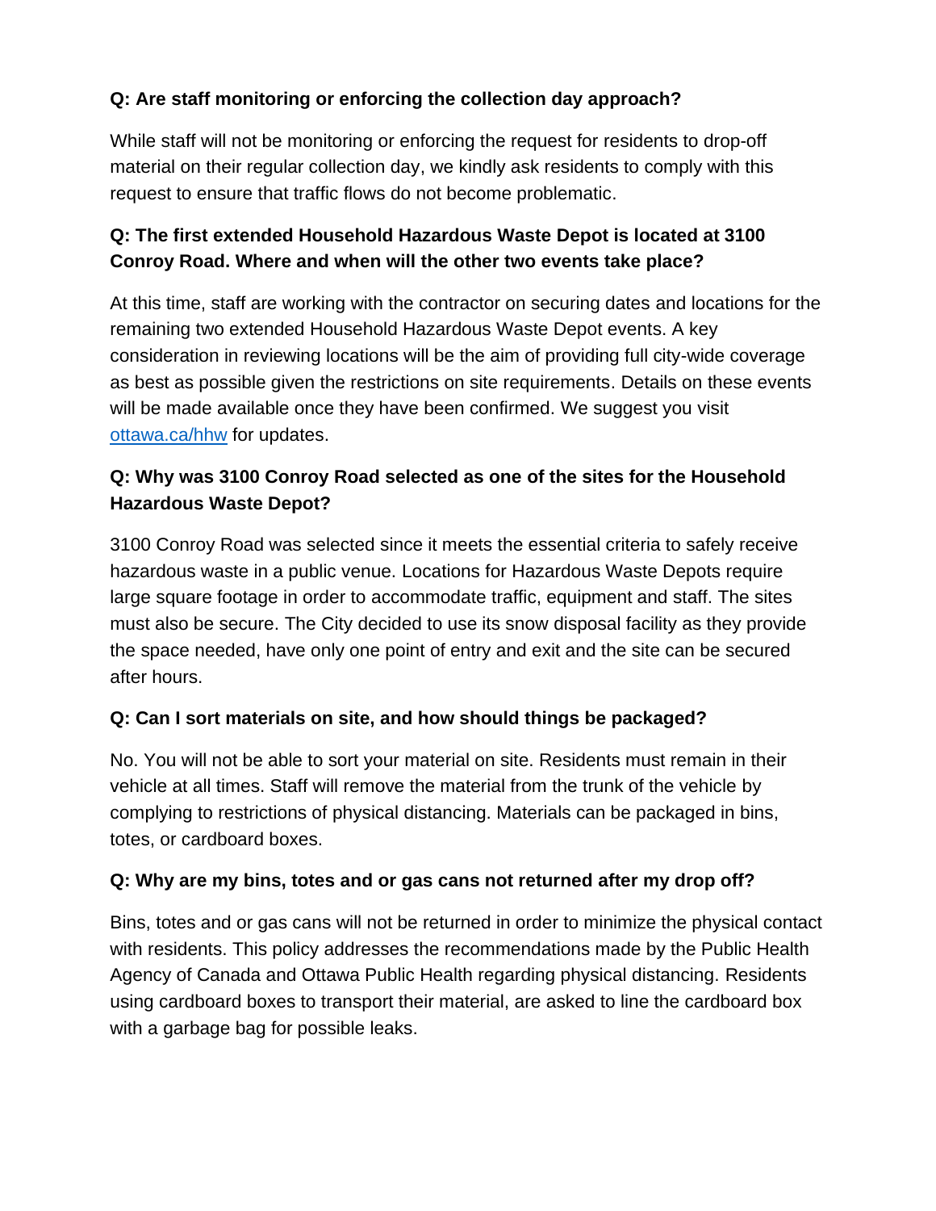**Q: Are staff monitoring or enforcing the collection day approach?**

While staff will not be monitoring or enforcing the request for residents to drop-off material on their regular collection day, we kindly ask residents to comply with this request to ensure that traffic flows do not become problematic.

**Q: The first extended Household Hazardous Waste Depot is located at 3100 Conroy Road. Where and when will the other two events take place?**

At this time, staff are working with the contractor on securing dates and locations for the remaining two extended Household Hazardous Waste Depot events. A key consideration in reviewing locations will be the aim of providing full city-wide coverage as best as possible given the restrictions on site requirements. Details on these events will be made available once they have been confirmed. We suggest you visit [ottawa.ca/hhw](ottawa.ca/hhw) for updates.

**Q: Why was 3100 Conroy Road selected as one of the sites for the Household Hazardous Waste Depot?**

3100 Conroy Road was selected since it meets the essential criteria to safely receive hazardous waste in a public venue. Locations for Hazardous Waste Depots require large square footage in order to accommodate traffic, equipment and staff. The sites must also be secure. The City decided to use its snow disposal facility as they provide the space needed, have only one point of entry and exit and the site can be secured after hours.

**Q: Can I sort materials on site, and how should things be packaged?**

No. You will not be able to sort your material on site. Residents must remain in their vehicle at all times. Staff will remove the material from the trunk of the vehicle by complying to restrictions of physical distancing. Materials can be packaged in bins, totes, or cardboard boxes.

**Q: Why are my bins, totes and or gas cans not returned after my drop off?**

Bins, totes and or gas cans will not be returned in order to minimize the physical contact with residents. This policy addresses the recommendations made by the Public Health Agency of Canada and Ottawa Public Health regarding physical distancing. Residents using cardboard boxes to transport their material, are asked to line the cardboard box with a garbage bag for possible leaks.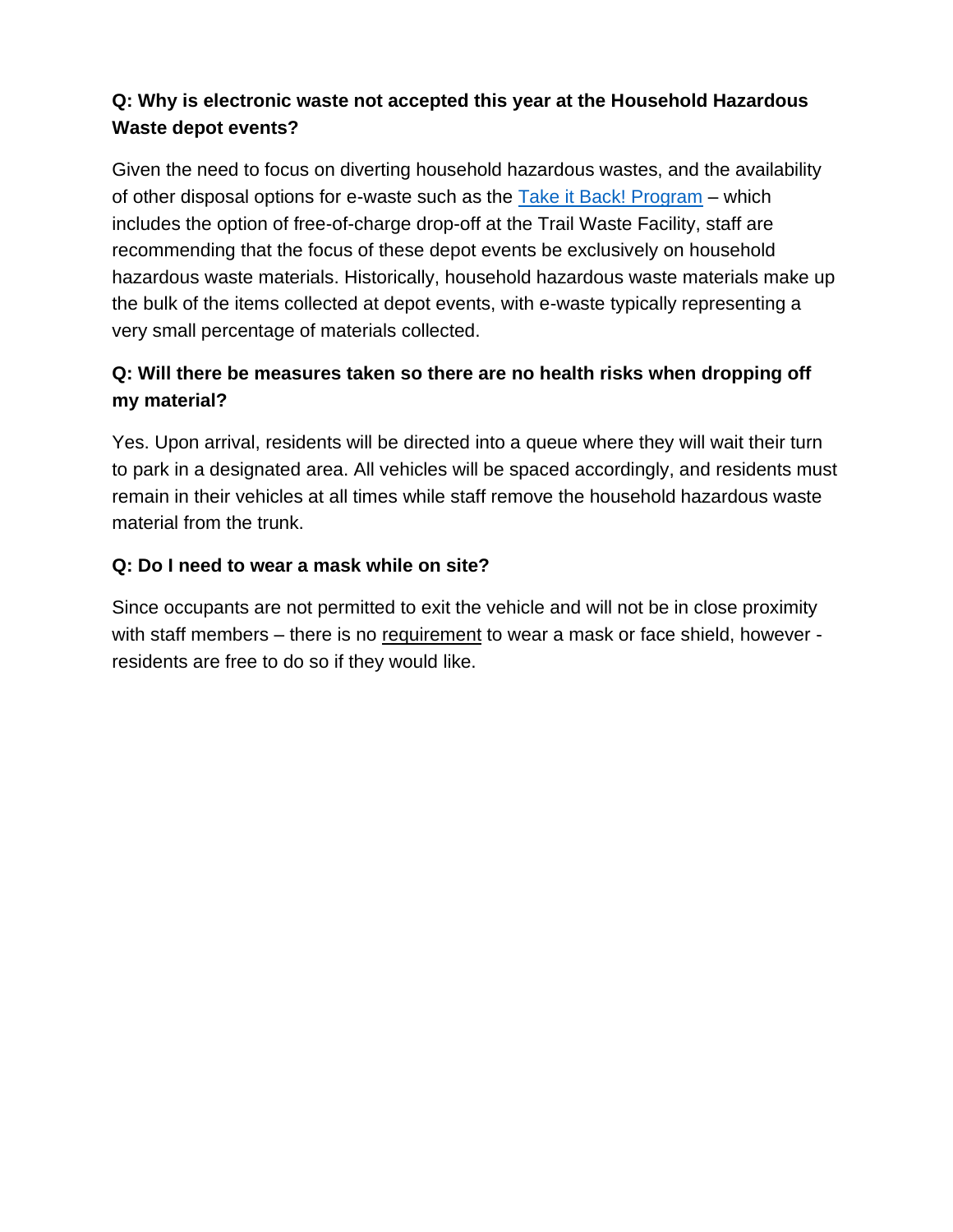**Q: Why is electronic waste not accepted this year at the Household Hazardous Waste depot events?**

Given the need to focus on diverting household hazardous wastes, and the availability of other disposal options for e-waste such as the Take it Back! Program – which includes the option of free-of-charge drop-off at the Trail Waste Facility, staff are recommending that the focus of these depot events be exclusively on household hazardous waste materials. Historically, household hazardous waste materials make up the bulk of the items collected at depot events, with e-waste typically representing a very small percentage of materials collected.

**Q: Will there be measures taken so there are no health risks when dropping off my material?**

Yes. Upon arrival, residents will be directed into a queue where they will wait their turn to park in a designated area. All vehicles will be spaced accordingly, and residents must remain in their vehicles at all times while staff remove the household hazardous waste material from the trunk.

**Q: Do I need to wear a mask while on site?**

Since occupants are not permitted to exit the vehicle and will not be in close proximity with staff members – there is no requirement to wear a mask or face shield, however - residents are free to do so if they would like.